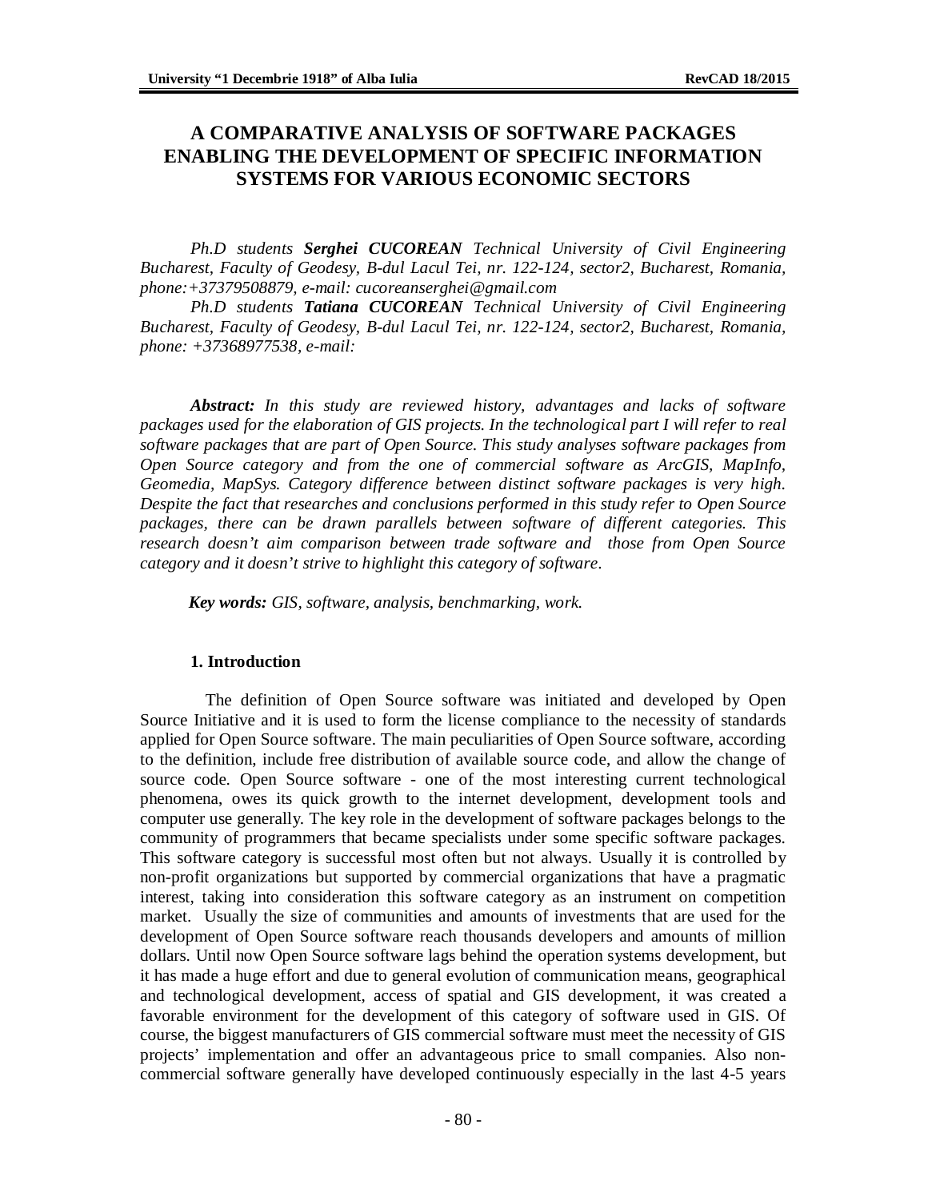# A COMPARATIVE ANALYSIS OF SOFTWARE PACKAGES ENABLING THE DEVELOPMENT OF SPECIFIC INFORMATION SYSTEMS FOR VARIOUS ECONOMIC SECTORS

*Ph.D students **Serghei CUCOREAN** Technical University of Civil Engineering Bucharest, Faculty of Geodesy, B-dul Lacul Tei, nr. 122-124, sector2, Bucharest, Romania, phone:+37379508879, e-mail: cucoreanserghei@gmail.com*

*Ph.D students **Tatiana CUCOREAN** Technical University of Civil Engineering Bucharest, Faculty of Geodesy, B-dul Lacul Tei, nr. 122-124, sector2, Bucharest, Romania, phone: +37368977538, e-mail:*

***Abstract:** In this study are reviewed history, advantages and lacks of software packages used for the elaboration of GIS projects. In the technological part I will refer to real software packages that are part of Open Source. This study analyses software packages from Open Source category and from the one of commercial software as ArcGIS, MapInfo, Geomedia, MapSys. Category difference between distinct software packages is very high. Despite the fact that researches and conclusions performed in this study refer to Open Source packages, there can be drawn parallels between software of different categories. This research doesn't aim comparison between trade software and those from Open Source category and it doesn't strive to highlight this category of software.*

***Key words:** GIS, software, analysis, benchmarking, work.*

## 1. Introduction

The definition of Open Source software was initiated and developed by Open Source Initiative and it is used to form the license compliance to the necessity of standards applied for Open Source software. The main peculiarities of Open Source software, according to the definition, include free distribution of available source code, and allow the change of source code. Open Source software - one of the most interesting current technological phenomena, owes its quick growth to the internet development, development tools and computer use generally. The key role in the development of software packages belongs to the community of programmers that became specialists under some specific software packages. This software category is successful most often but not always. Usually it is controlled by non-profit organizations but supported by commercial organizations that have a pragmatic interest, taking into consideration this software category as an instrument on competition market. Usually the size of communities and amounts of investments that are used for the development of Open Source software reach thousands developers and amounts of million dollars. Until now Open Source software lags behind the operation systems development, but it has made a huge effort and due to general evolution of communication means, geographical and technological development, access of spatial and GIS development, it was created a favorable environment for the development of this category of software used in GIS. Of course, the biggest manufacturers of GIS commercial software must meet the necessity of GIS projects' implementation and offer an advantageous price to small companies. Also non-commercial software generally have developed continuously especially in the last 4-5 years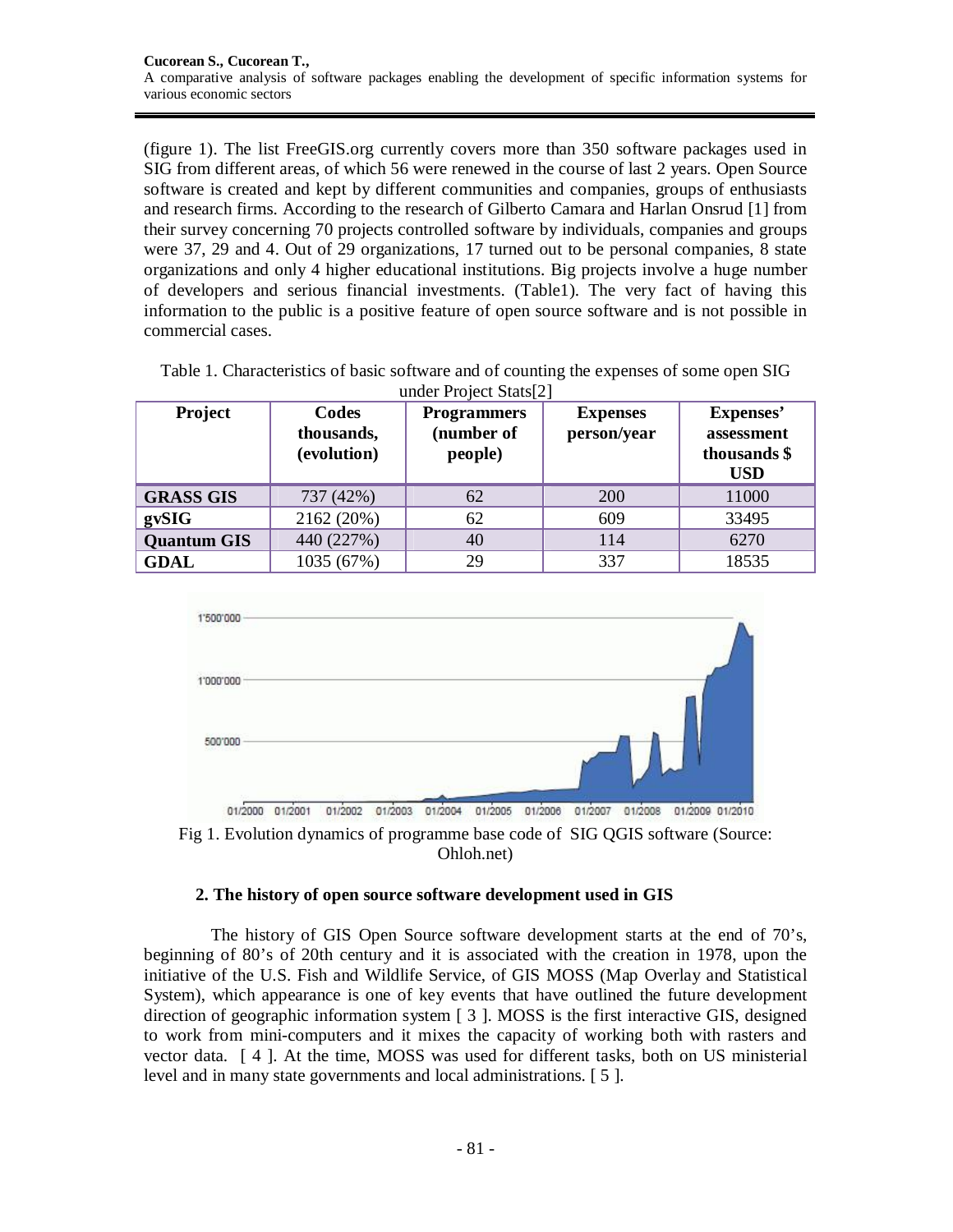(figure 1). The list FreeGIS.org currently covers more than 350 software packages used in SIG from different areas, of which 56 were renewed in the course of last 2 years. Open Source software is created and kept by different communities and companies, groups of enthusiasts and research firms. According to the research of Gilberto Camara and Harlan Onsrud [1] from their survey concerning 70 projects controlled software by individuals, companies and groups were 37, 29 and 4. Out of 29 organizations, 17 turned out to be personal companies, 8 state organizations and only 4 higher educational institutions. Big projects involve a huge number of developers and serious financial investments. (Table1). The very fact of having this information to the public is a positive feature of open source software and is not possible in commercial cases.

Table 1. Characteristics of basic software and of counting the expenses of some open SIG under Project Stats[2]

| Project | Codes thousands, (evolution) | Programmers (number of people) | Expenses person/year | Expenses' assessment thousands $ USD |
|---|---|---|---|---|
| **GRASS GIS** | 737 (42%) | 62 | 200 | 11000 |
| **gvSIG** | 2162 (20%) | 62 | 609 | 33495 |
| **Quantum GIS** | 440 (227%) | 40 | 114 | 6270 |
| **GDAL** | 1035 (67%) | 29 | 337 | 18535 |

Fig 1. Evolution dynamics of programme base code of SIG QGIS software (Source: Ohloh.net)

## 2. The history of open source software development used in GIS

The history of GIS Open Source software development starts at the end of 70's, beginning of 80's of 20th century and it is associated with the creation in 1978, upon the initiative of the U.S. Fish and Wildlife Service, of GIS MOSS (Map Overlay and Statistical System), which appearance is one of key events that have outlined the future development direction of geographic information system [ 3 ]. MOSS is the first interactive GIS, designed to work from mini-computers and it mixes the capacity of working both with rasters and vector data. [ 4 ]. At the time, MOSS was used for different tasks, both on US ministerial level and in many state governments and local administrations. [ 5 ].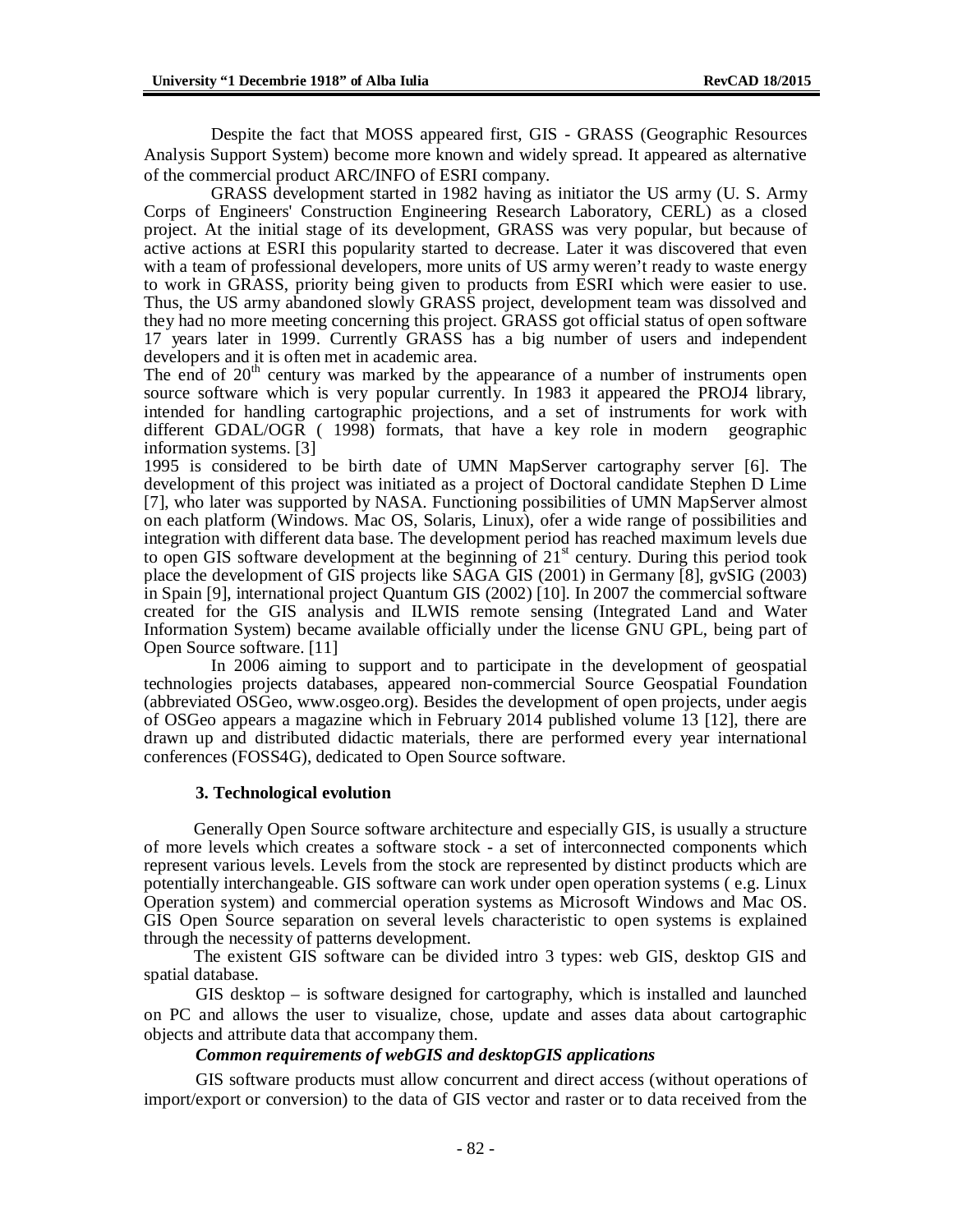Despite the fact that MOSS appeared first, GIS - GRASS (Geographic Resources Analysis Support System) become more known and widely spread. It appeared as alternative of the commercial product ARC/INFO of ESRI company.

GRASS development started in 1982 having as initiator the US army (U. S. Army Corps of Engineers' Construction Engineering Research Laboratory, CERL) as a closed project. At the initial stage of its development, GRASS was very popular, but because of active actions at ESRI this popularity started to decrease. Later it was discovered that even with a team of professional developers, more units of US army weren't ready to waste energy to work in GRASS, priority being given to products from ESRI which were easier to use. Thus, the US army abandoned slowly GRASS project, development team was dissolved and they had no more meeting concerning this project. GRASS got official status of open software 17 years later in 1999. Currently GRASS has a big number of users and independent developers and it is often met in academic area.

The end of 20th century was marked by the appearance of a number of instruments open source software which is very popular currently. In 1983 it appeared the PROJ4 library, intended for handling cartographic projections, and a set of instruments for work with different GDAL/OGR ( 1998) formats, that have a key role in modern geographic information systems. [3]

1995 is considered to be birth date of UMN MapServer cartography server [6]. The development of this project was initiated as a project of Doctoral candidate Stephen D Lime [7], who later was supported by NASA. Functioning possibilities of UMN MapServer almost on each platform (Windows. Mac OS, Solaris, Linux), ofer a wide range of possibilities and integration with different data base. The development period has reached maximum levels due to open GIS software development at the beginning of 21st century. During this period took place the development of GIS projects like SAGA GIS (2001) in Germany [8], gvSIG (2003) in Spain [9], international project Quantum GIS (2002) [10]. In 2007 the commercial software created for the GIS analysis and ILWIS remote sensing (Integrated Land and Water Information System) became available officially under the license GNU GPL, being part of Open Source software. [11]

In 2006 aiming to support and to participate in the development of geospatial technologies projects databases, appeared non-commercial Source Geospatial Foundation (abbreviated OSGeo, www.osgeo.org). Besides the development of open projects, under aegis of OSGeo appears a magazine which in February 2014 published volume 13 [12], there are drawn up and distributed didactic materials, there are performed every year international conferences (FOSS4G), dedicated to Open Source software.

## 3. Technological evolution

Generally Open Source software architecture and especially GIS, is usually a structure of more levels which creates a software stock - a set of interconnected components which represent various levels. Levels from the stock are represented by distinct products which are potentially interchangeable. GIS software can work under open operation systems ( e.g. Linux Operation system) and commercial operation systems as Microsoft Windows and Mac OS. GIS Open Source separation on several levels characteristic to open systems is explained through the necessity of patterns development.

The existent GIS software can be divided intro 3 types: web GIS, desktop GIS and spatial database.

GIS desktop – is software designed for cartography, which is installed and launched on PC and allows the user to visualize, chose, update and asses data about cartographic objects and attribute data that accompany them.

***Common requirements of webGIS and desktopGIS applications***

GIS software products must allow concurrent and direct access (without operations of import/export or conversion) to the data of GIS vector and raster or to data received from the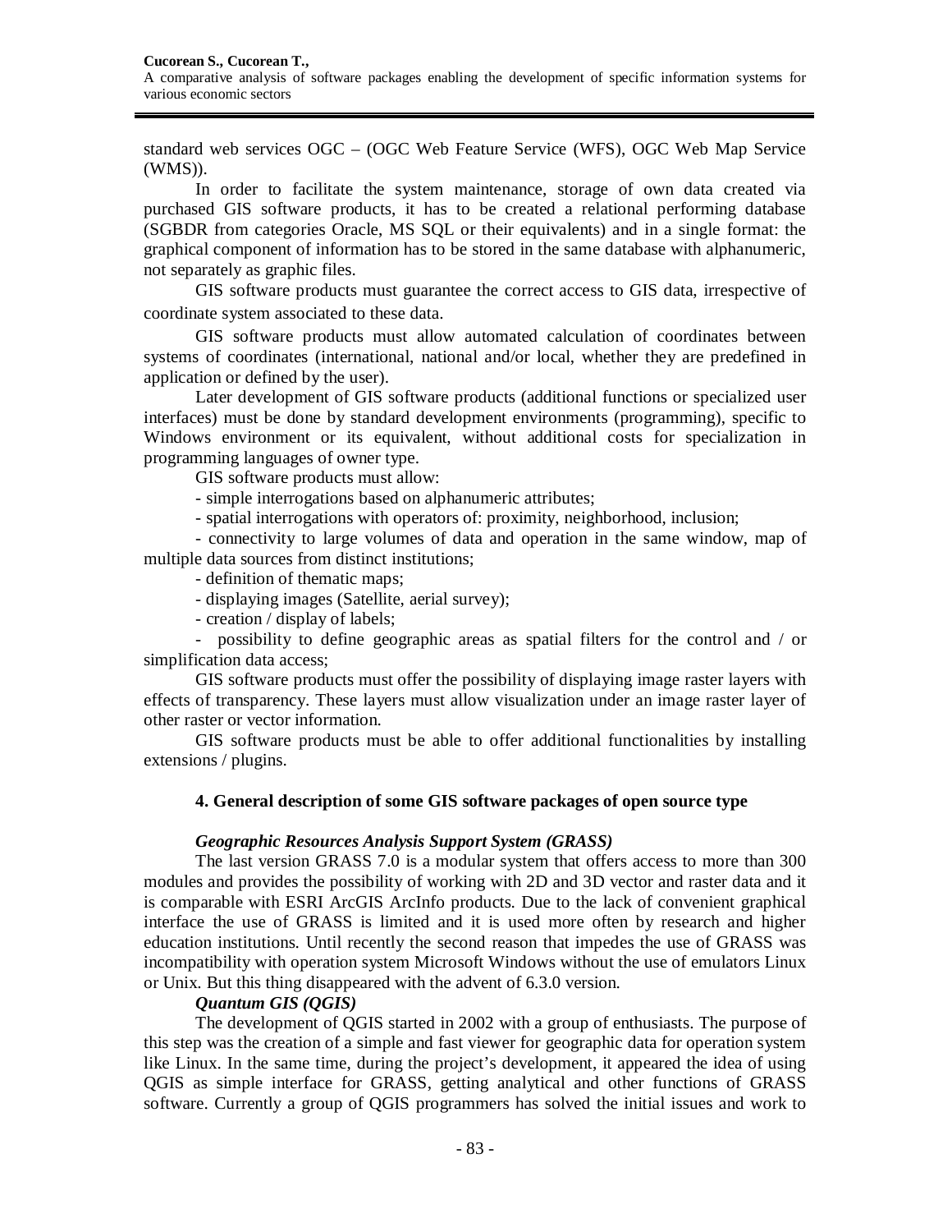standard web services OGC – (OGC Web Feature Service (WFS), OGC Web Map Service (WMS)).

In order to facilitate the system maintenance, storage of own data created via purchased GIS software products, it has to be created a relational performing database (SGBDR from categories Oracle, MS SQL or their equivalents) and in a single format: the graphical component of information has to be stored in the same database with alphanumeric, not separately as graphic files.

GIS software products must guarantee the correct access to GIS data, irrespective of coordinate system associated to these data.

GIS software products must allow automated calculation of coordinates between systems of coordinates (international, national and/or local, whether they are predefined in application or defined by the user).

Later development of GIS software products (additional functions or specialized user interfaces) must be done by standard development environments (programming), specific to Windows environment or its equivalent, without additional costs for specialization in programming languages of owner type.

GIS software products must allow:

- simple interrogations based on alphanumeric attributes;
- spatial interrogations with operators of: proximity, neighborhood, inclusion;
- connectivity to large volumes of data and operation in the same window, map of multiple data sources from distinct institutions;
- definition of thematic maps;
- displaying images (Satellite, aerial survey);
- creation / display of labels;
- possibility to define geographic areas as spatial filters for the control and / or simplification data access;

GIS software products must offer the possibility of displaying image raster layers with effects of transparency. These layers must allow visualization under an image raster layer of other raster or vector information.

GIS software products must be able to offer additional functionalities by installing extensions / plugins.

## 4. General description of some GIS software packages of open source type

### *Geographic Resources Analysis Support System (GRASS)*

The last version GRASS 7.0 is a modular system that offers access to more than 300 modules and provides the possibility of working with 2D and 3D vector and raster data and it is comparable with ESRI ArcGIS ArcInfo products. Due to the lack of convenient graphical interface the use of GRASS is limited and it is used more often by research and higher education institutions. Until recently the second reason that impedes the use of GRASS was incompatibility with operation system Microsoft Windows without the use of emulators Linux or Unix. But this thing disappeared with the advent of 6.3.0 version.

### *Quantum GIS (QGIS)*

The development of QGIS started in 2002 with a group of enthusiasts. The purpose of this step was the creation of a simple and fast viewer for geographic data for operation system like Linux. In the same time, during the project's development, it appeared the idea of using QGIS as simple interface for GRASS, getting analytical and other functions of GRASS software. Currently a group of QGIS programmers has solved the initial issues and work to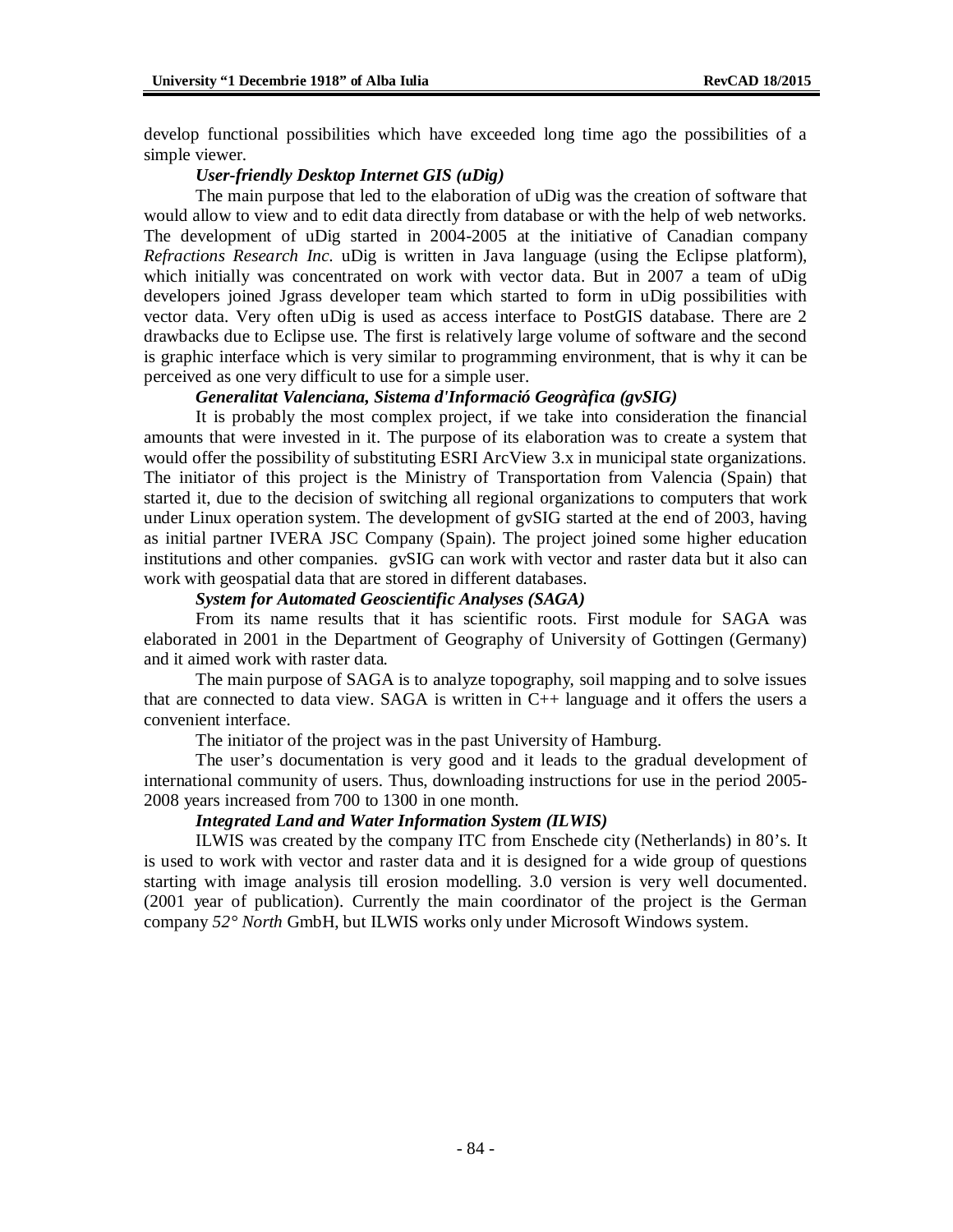develop functional possibilities which have exceeded long time ago the possibilities of a simple viewer.

***User-friendly Desktop Internet GIS (uDig)***

The main purpose that led to the elaboration of uDig was the creation of software that would allow to view and to edit data directly from database or with the help of web networks. The development of uDig started in 2004-2005 at the initiative of Canadian company *Refractions Research Inc*. uDig is written in Java language (using the Eclipse platform), which initially was concentrated on work with vector data. But in 2007 a team of uDig developers joined Jgrass developer team which started to form in uDig possibilities with vector data. Very often uDig is used as access interface to PostGIS database. There are 2 drawbacks due to Eclipse use. The first is relatively large volume of software and the second is graphic interface which is very similar to programming environment, that is why it can be perceived as one very difficult to use for a simple user.

***Generalitat Valenciana, Sistema d'Informació Geogràfica (gvSIG)***

It is probably the most complex project, if we take into consideration the financial amounts that were invested in it. The purpose of its elaboration was to create a system that would offer the possibility of substituting ESRI ArcView 3.x in municipal state organizations. The initiator of this project is the Ministry of Transportation from Valencia (Spain) that started it, due to the decision of switching all regional organizations to computers that work under Linux operation system. The development of gvSIG started at the end of 2003, having as initial partner IVERA JSC Company (Spain). The project joined some higher education institutions and other companies. gvSIG can work with vector and raster data but it also can work with geospatial data that are stored in different databases.

***System for Automated Geoscientific Analyses (SAGA)***

From its name results that it has scientific roots. First module for SAGA was elaborated in 2001 in the Department of Geography of University of Gottingen (Germany) and it aimed work with raster data.

The main purpose of SAGA is to analyze topography, soil mapping and to solve issues that are connected to data view. SAGA is written in C++ language and it offers the users a convenient interface.

The initiator of the project was in the past University of Hamburg.

The user's documentation is very good and it leads to the gradual development of international community of users. Thus, downloading instructions for use in the period 2005-2008 years increased from 700 to 1300 in one month.

***Integrated Land and Water Information System (ILWIS)***

ILWIS was created by the company ITC from Enschede city (Netherlands) in 80's. It is used to work with vector and raster data and it is designed for a wide group of questions starting with image analysis till erosion modelling. 3.0 version is very well documented. (2001 year of publication). Currently the main coordinator of the project is the German company *52° North* GmbH, but ILWIS works only under Microsoft Windows system.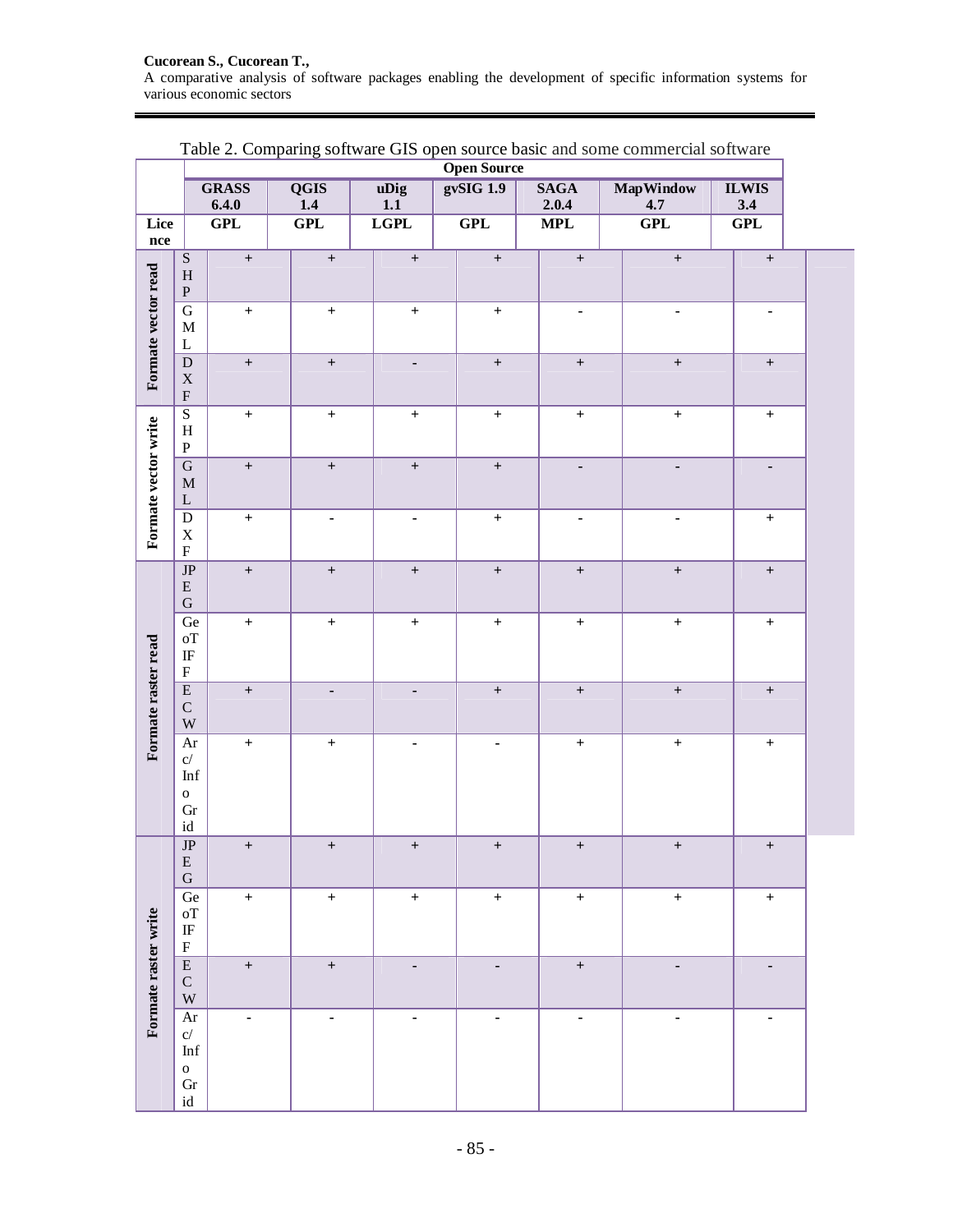Table 2. Comparing software GIS open source basic and some commercial software

| | | Open Source | | | | | | |
|---|---|---|---|---|---|---|---|---|
| | | GRASS 6.4.0 | QGIS 1.4 | uDig 1.1 | gvSIG 1.9 | SAGA 2.0.4 | MapWindow 4.7 | ILWIS 3.4 |
| Licence | | GPL | GPL | LGPL | GPL | MPL | GPL | GPL |
| Formate vector read | SHP | + | + | + | + | + | + | + |
| | GML | + | + | + | + | - | - | - |
| | DXF | + | + | - | + | + | + | + |
| Formate vector write | SHP | + | + | + | + | + | + | + |
| | GML | + | + | + | + | - | - | - |
| | DXF | + | - | - | + | - | - | + |
| Formate raster read | JPEG | + | + | + | + | + | + | + |
| | GeoTIFF | + | + | + | + | + | + | + |
| | ECW | + | - | - | + | + | + | + |
| | Arc/Info Grid | + | + | - | - | + | + | + |
| Formate raster write | JPEG | + | + | + | + | + | + | + |
| | GeoTIFF | + | + | + | + | + | + | + |
| | ECW | + | + | - | - | + | - | - |
| | Arc/Info Grid | - | - | - | - | - | - | - |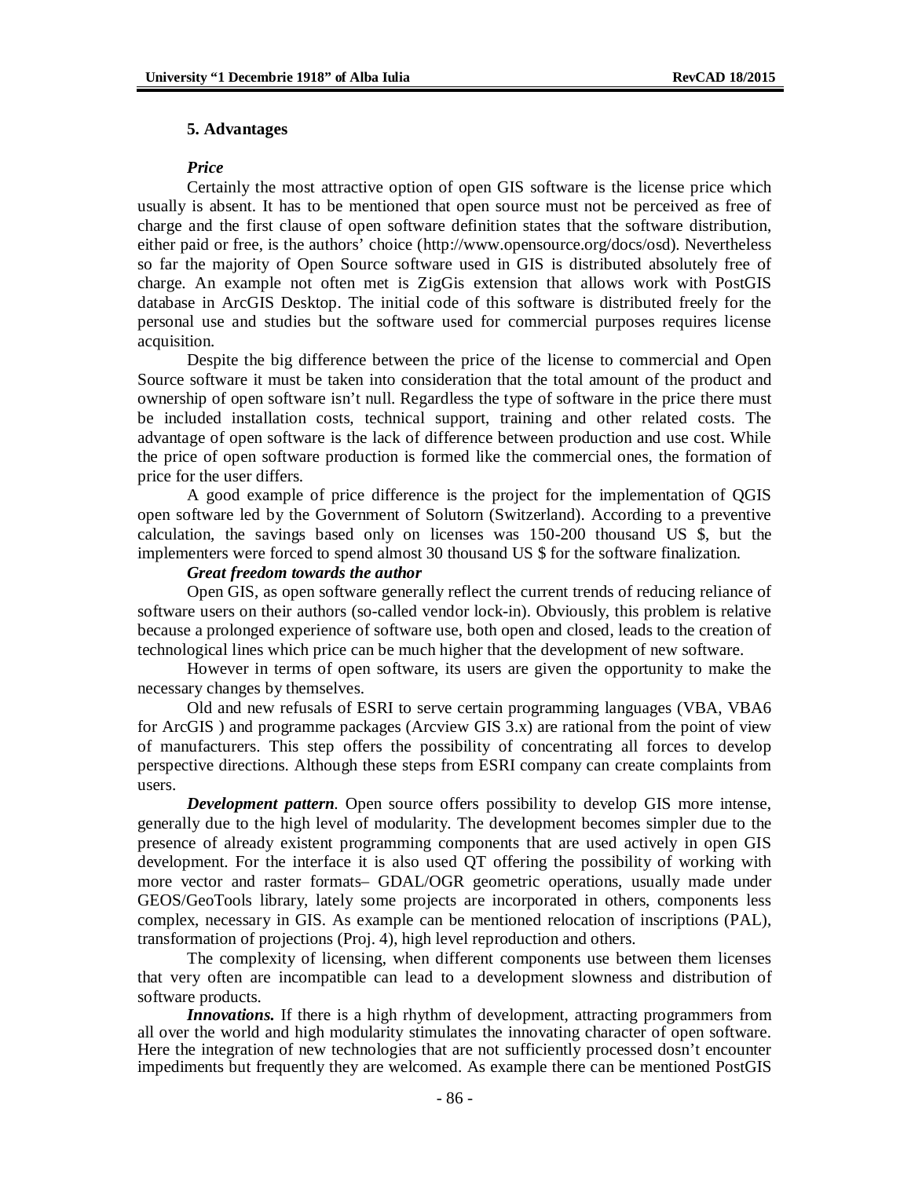## 5. Advantages

***Price***

Certainly the most attractive option of open GIS software is the license price which usually is absent. It has to be mentioned that open source must not be perceived as free of charge and the first clause of open software definition states that the software distribution, either paid or free, is the authors' choice (http://www.opensource.org/docs/osd). Nevertheless so far the majority of Open Source software used in GIS is distributed absolutely free of charge. An example not often met is ZigGis extension that allows work with PostGIS database in ArcGIS Desktop. The initial code of this software is distributed freely for the personal use and studies but the software used for commercial purposes requires license acquisition.

Despite the big difference between the price of the license to commercial and Open Source software it must be taken into consideration that the total amount of the product and ownership of open software isn't null. Regardless the type of software in the price there must be included installation costs, technical support, training and other related costs. The advantage of open software is the lack of difference between production and use cost. While the price of open software production is formed like the commercial ones, the formation of price for the user differs.

A good example of price difference is the project for the implementation of QGIS open software led by the Government of Solutorn (Switzerland). According to a preventive calculation, the savings based only on licenses was 150-200 thousand US $, but the implementers were forced to spend almost 30 thousand US $ for the software finalization.

***Great freedom towards the author***

Open GIS, as open software generally reflect the current trends of reducing reliance of software users on their authors (so-called vendor lock-in). Obviously, this problem is relative because a prolonged experience of software use, both open and closed, leads to the creation of technological lines which price can be much higher that the development of new software.

However in terms of open software, its users are given the opportunity to make the necessary changes by themselves.

Old and new refusals of ESRI to serve certain programming languages (VBA, VBA6 for ArcGIS ) and programme packages (Arcview GIS 3.x) are rational from the point of view of manufacturers. This step offers the possibility of concentrating all forces to develop perspective directions. Although these steps from ESRI company can create complaints from users.

***Development pattern***. Open source offers possibility to develop GIS more intense, generally due to the high level of modularity. The development becomes simpler due to the presence of already existent programming components that are used actively in open GIS development. For the interface it is also used QT offering the possibility of working with more vector and raster formats– GDAL/OGR geometric operations, usually made under GEOS/GeoTools library, lately some projects are incorporated in others, components less complex, necessary in GIS. As example can be mentioned relocation of inscriptions (PAL), transformation of projections (Proj. 4), high level reproduction and others.

The complexity of licensing, when different components use between them licenses that very often are incompatible can lead to a development slowness and distribution of software products.

***Innovations.*** If there is a high rhythm of development, attracting programmers from all over the world and high modularity stimulates the innovating character of open software. Here the integration of new technologies that are not sufficiently processed dosn't encounter impediments but frequently they are welcomed. As example there can be mentioned PostGIS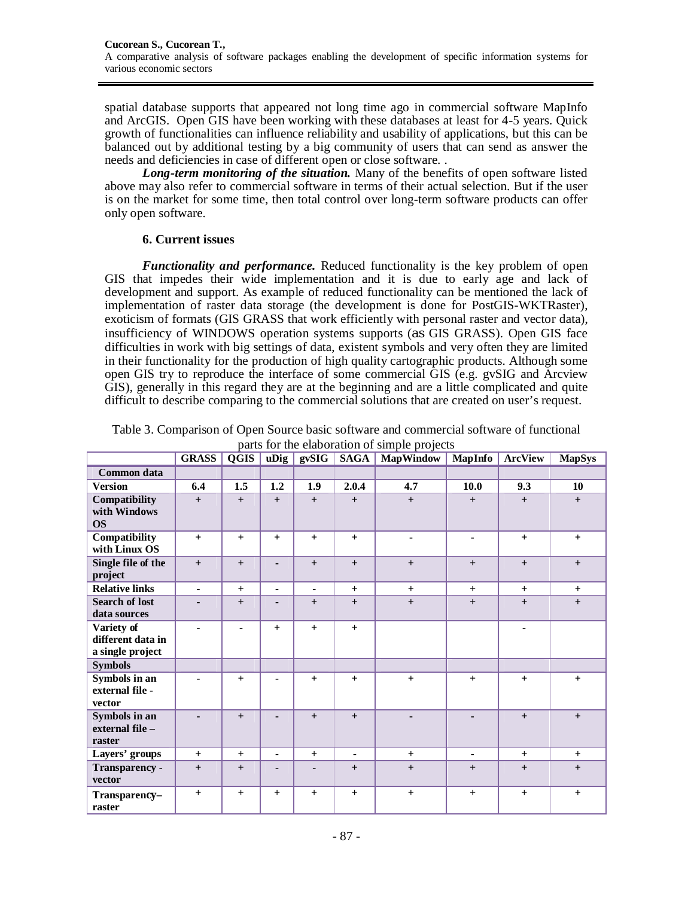spatial database supports that appeared not long time ago in commercial software MapInfo and ArcGIS. Open GIS have been working with these databases at least for 4-5 years. Quick growth of functionalities can influence reliability and usability of applications, but this can be balanced out by additional testing by a big community of users that can send as answer the needs and deficiencies in case of different open or close software. .

***Long-term monitoring of the situation.*** Many of the benefits of open software listed above may also refer to commercial software in terms of their actual selection. But if the user is on the market for some time, then total control over long-term software products can offer only open software.

### 6. Current issues

***Functionality and performance.*** Reduced functionality is the key problem of open GIS that impedes their wide implementation and it is due to early age and lack of development and support. As example of reduced functionality can be mentioned the lack of implementation of raster data storage (the development is done for PostGIS-WKTRaster), exoticism of formats (GIS GRASS that work efficiently with personal raster and vector data), insufficiency of WINDOWS operation systems supports (as GIS GRASS). Open GIS face difficulties in work with big settings of data, existent symbols and very often they are limited in their functionality for the production of high quality cartographic products. Although some open GIS try to reproduce the interface of some commercial GIS (e.g. gvSIG and Arcview GIS), generally in this regard they are at the beginning and are a little complicated and quite difficult to describe comparing to the commercial solutions that are created on user's request.

Table 3. Comparison of Open Source basic software and commercial software of functional parts for the elaboration of simple projects

| | GRASS | QGIS | uDig | gvSIG | SAGA | MapWindow | MapInfo | ArcView | MapSys |
|---|---|---|---|---|---|---|---|---|---|
| **Common data** | | | | | | | | | |
| **Version** | 6.4 | 1.5 | 1.2 | 1.9 | 2.0.4 | 4.7 | 10.0 | 9.3 | 10 |
| **Compatibility with Windows OS** | + | + | + | + | + | + | + | + | + |
| **Compatibility with Linux OS** | + | + | + | + | + | - | - | + | + |
| **Single file of the project** | + | + | - | + | + | + | + | + | + |
| **Relative links** | - | + | - | - | + | + | + | + | + |
| **Search of lost data sources** | - | + | - | + | + | + | + | + | + |
| **Variety of different data in a single project** | - | - | + | + | + | | | - | |
| **Symbols** | | | | | | | | | |
| **Symbols in an external file - vector** | - | + | - | + | + | + | + | + | + |
| **Symbols in an external file – raster** | - | + | - | + | + | - | - | + | + |
| **Layers' groups** | + | + | - | + | - | + | - | + | + |
| **Transparency - vector** | + | + | - | - | + | + | + | + | + |
| **Transparency– raster** | + | + | + | + | + | + | + | + | + |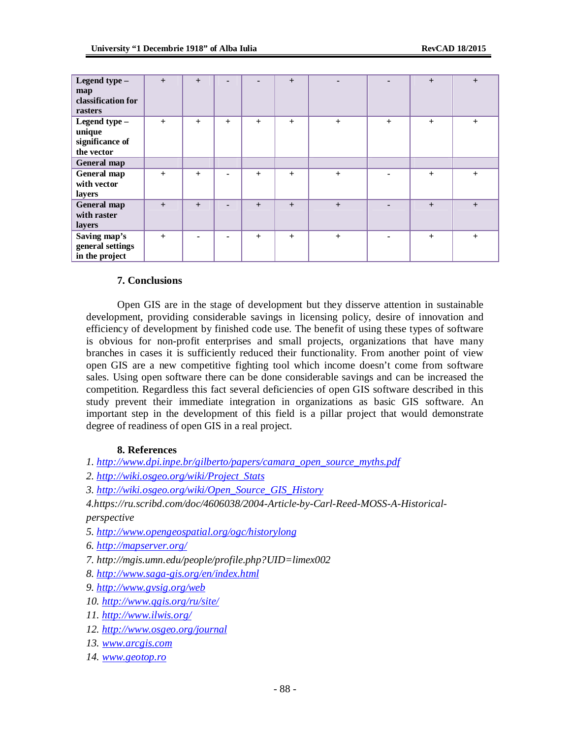| | | | | | | | | | |
|---|---|---|---|---|---|---|---|---|---|
| **Legend type – map classification for rasters** | + | + | - | - | + | - | - | + | + |
| **Legend type – unique significance of the vector** | + | + | + | + | + | + | + | + | + |
| **General map** | | | | | | | | | |
| **General map with vector layers** | + | + | - | + | + | + | - | + | + |
| **General map with raster layers** | + | + | - | + | + | + | - | + | + |
| **Saving map's general settings in the project** | + | - | - | + | + | + | - | + | + |

### 7. Conclusions

Open GIS are in the stage of development but they disserve attention in sustainable development, providing considerable savings in licensing policy, desire of innovation and efficiency of development by finished code use. The benefit of using these types of software is obvious for non-profit enterprises and small projects, organizations that have many branches in cases it is sufficiently reduced their functionality. From another point of view open GIS are a new competitive fighting tool which income doesn't come from software sales. Using open software there can be done considerable savings and can be increased the competition. Regardless this fact several deficiencies of open GIS software described in this study prevent their immediate integration in organizations as basic GIS software. An important step in the development of this field is a pillar project that would demonstrate degree of readiness of open GIS in a real project.

### 8. References

1. *http://www.dpi.inpe.br/gilberto/papers/camara_open_source_myths.pdf*
2. *http://wiki.osgeo.org/wiki/Project_Stats*
3. *http://wiki.osgeo.org/wiki/Open_Source_GIS_History*
4. *https://ru.scribd.com/doc/4606038/2004-Article-by-Carl-Reed-MOSS-A-Historical-perspective*
5. *http://www.opengeospatial.org/ogc/historylong*
6. *http://mapserver.org/*
7. *http://mgis.umn.edu/people/profile.php?UID=limex002*
8. *http://www.saga-gis.org/en/index.html*
9. *http://www.gvsig.org/web*
10. *http://www.qgis.org/ru/site/*
11. *http://www.ilwis.org/*
12. *http://www.osgeo.org/journal*
13. *www.arcgis.com*
14. *www.geotop.ro*